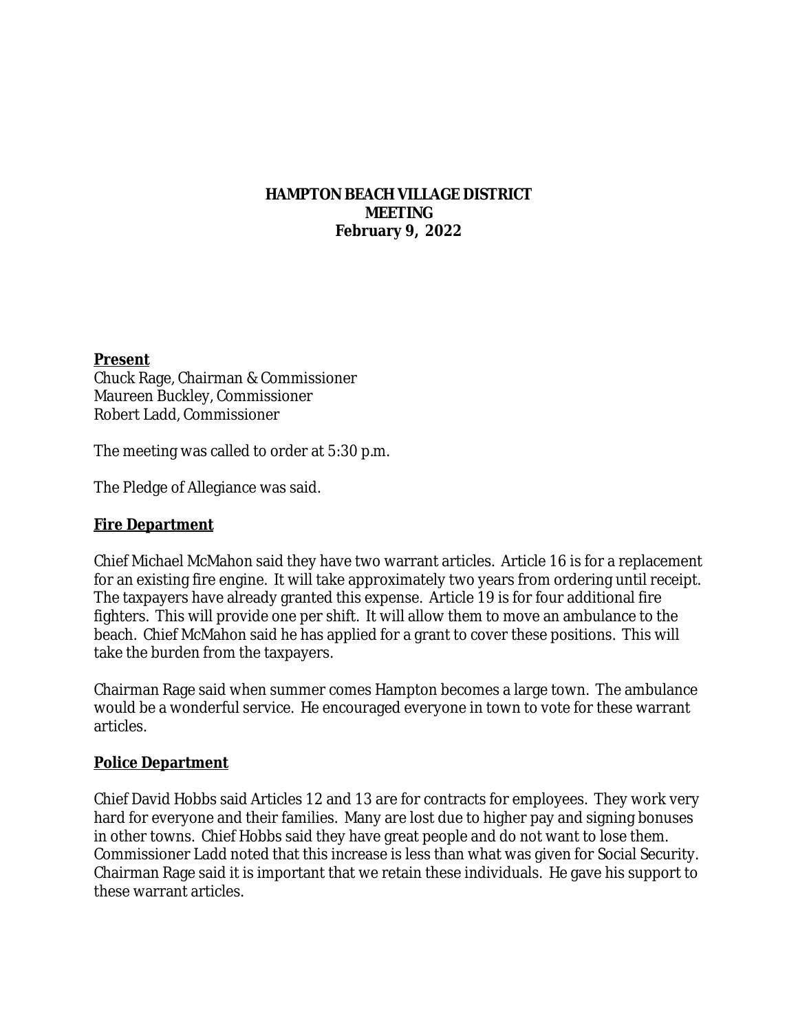# HAMPTON BEACH VILLAGE DISTRICT MEETING
## February 9, 2022

**Present**
Chuck Rage, Chairman & Commissioner
Maureen Buckley, Commissioner
Robert Ladd, Commissioner

The meeting was called to order at 5:30 p.m.

The Pledge of Allegiance was said.

**Fire Department**

Chief Michael McMahon said they have two warrant articles. Article 16 is for a replacement for an existing fire engine. It will take approximately two years from ordering until receipt. The taxpayers have already granted this expense. Article 19 is for four additional fire fighters. This will provide one per shift. It will allow them to move an ambulance to the beach. Chief McMahon said he has applied for a grant to cover these positions. This will take the burden from the taxpayers.

Chairman Rage said when summer comes Hampton becomes a large town. The ambulance would be a wonderful service. He encouraged everyone in town to vote for these warrant articles.

**Police Department**

Chief David Hobbs said Articles 12 and 13 are for contracts for employees. They work very hard for everyone and their families. Many are lost due to higher pay and signing bonuses in other towns. Chief Hobbs said they have great people and do not want to lose them. Commissioner Ladd noted that this increase is less than what was given for Social Security. Chairman Rage said it is important that we retain these individuals. He gave his support to these warrant articles.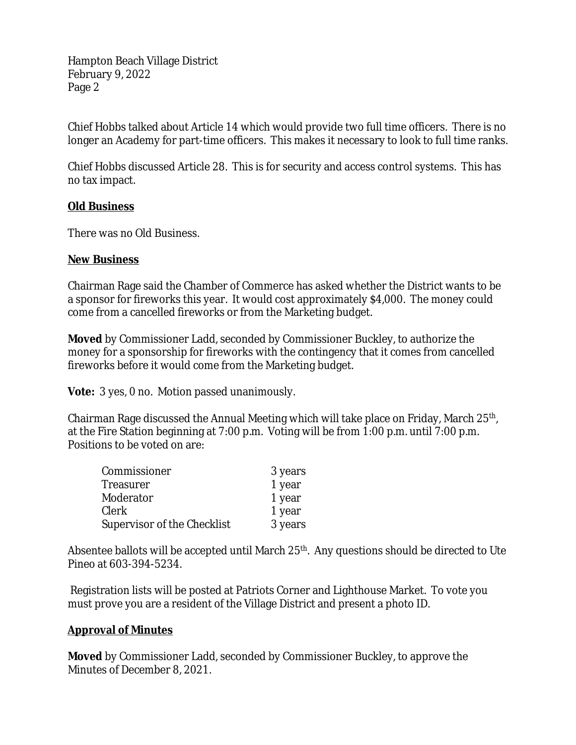Chief Hobbs talked about Article 14 which would provide two full time officers. There is no longer an Academy for part-time officers. This makes it necessary to look to full time ranks.

Chief Hobbs discussed Article 28. This is for security and access control systems. This has no tax impact.

**Old Business**

There was no Old Business.

**New Business**

Chairman Rage said the Chamber of Commerce has asked whether the District wants to be a sponsor for fireworks this year. It would cost approximately $4,000. The money could come from a cancelled fireworks or from the Marketing budget.

**Moved** by Commissioner Ladd, seconded by Commissioner Buckley, to authorize the money for a sponsorship for fireworks with the contingency that it comes from cancelled fireworks before it would come from the Marketing budget.

**Vote:** 3 yes, 0 no. Motion passed unanimously.

Chairman Rage discussed the Annual Meeting which will take place on Friday, March 25th, at the Fire Station beginning at 7:00 p.m. Voting will be from 1:00 p.m. until 7:00 p.m. Positions to be voted on are:

| | |
|---|---|
| Commissioner | 3 years |
| Treasurer | 1 year |
| Moderator | 1 year |
| Clerk | 1 year |
| Supervisor of the Checklist | 3 years |

Absentee ballots will be accepted until March 25th. Any questions should be directed to Ute Pineo at 603-394-5234.

Registration lists will be posted at Patriots Corner and Lighthouse Market. To vote you must prove you are a resident of the Village District and present a photo ID.

**Approval of Minutes**

**Moved** by Commissioner Ladd, seconded by Commissioner Buckley, to approve the Minutes of December 8, 2021.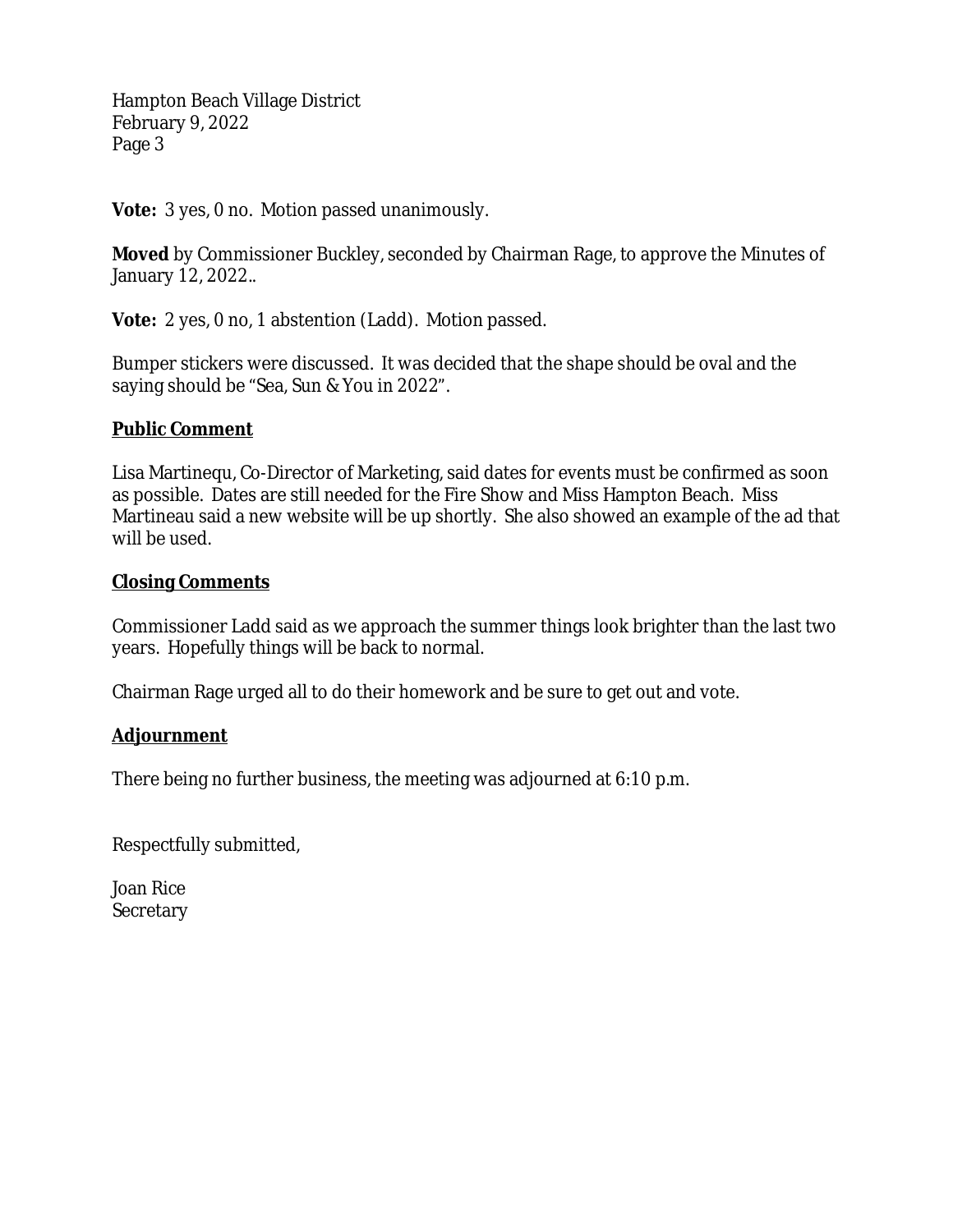**Vote:** 3 yes, 0 no. Motion passed unanimously.

**Moved** by Commissioner Buckley, seconded by Chairman Rage, to approve the Minutes of January 12, 2022..

**Vote:** 2 yes, 0 no, 1 abstention (Ladd). Motion passed.

Bumper stickers were discussed. It was decided that the shape should be oval and the saying should be "Sea, Sun & You in 2022".

**Public Comment**

Lisa Martinequ, Co-Director of Marketing, said dates for events must be confirmed as soon as possible. Dates are still needed for the Fire Show and Miss Hampton Beach. Miss Martineau said a new website will be up shortly. She also showed an example of the ad that will be used.

**Closing Comments**

Commissioner Ladd said as we approach the summer things look brighter than the last two years. Hopefully things will be back to normal.

Chairman Rage urged all to do their homework and be sure to get out and vote.

**Adjournment**

There being no further business, the meeting was adjourned at 6:10 p.m.

Respectfully submitted,

Joan Rice
Secretary